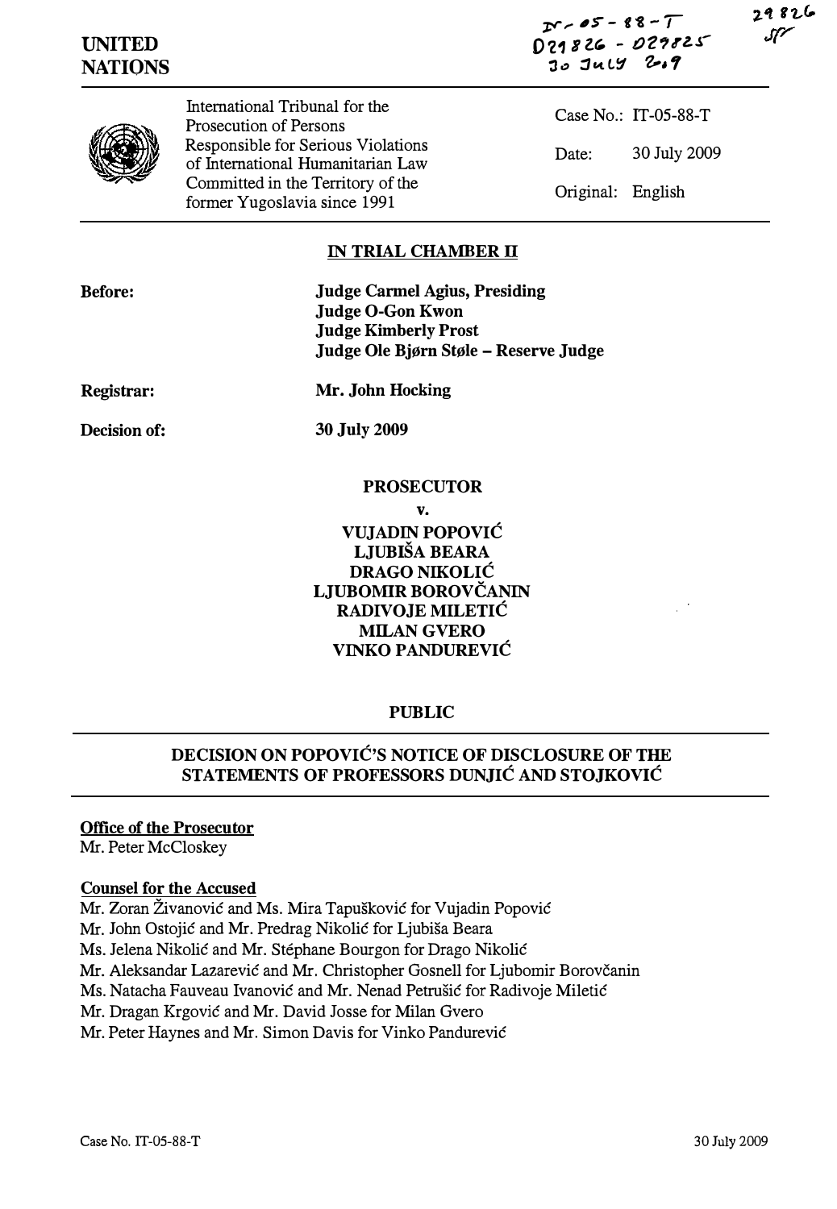IT-05-88-T
D29826 - D29825
30 July 2009

29826
SF

**UNITED NATIONS**

International Tribunal for the Prosecution of Persons Responsible for Serious Violations of International Humanitarian Law Committed in the Territory of the former Yugoslavia since 1991

Case No.: IT-05-88-T

Date: 30 July 2009

Original: English

## IN TRIAL CHAMBER II

**Before:** **Judge Carmel Agius, Presiding**
**Judge O-Gon Kwon**
**Judge Kimberly Prost**
**Judge Ole Bjørn Støle – Reserve Judge**

**Registrar:** **Mr. John Hocking**

**Decision of:** **30 July 2009**

**PROSECUTOR**

**v.**

**VUJADIN POPOVIĆ**
**LJUBIŠA BEARA**
**DRAGO NIKOLIĆ**
**LJUBOMIR BOROVČANIN**
**RADIVOJE MILETIĆ**
**MILAN GVERO**
**VINKO PANDUREVIĆ**

**PUBLIC**

## DECISION ON POPOVIĆ'S NOTICE OF DISCLOSURE OF THE STATEMENTS OF PROFESSORS DUNJIĆ AND STOJKOVIĆ

**Office of the Prosecutor**
Mr. Peter McCloskey

**Counsel for the Accused**
Mr. Zoran Živanović and Ms. Mira Tapušković for Vujadin Popović
Mr. John Ostojić and Mr. Predrag Nikolić for Ljubiša Beara
Ms. Jelena Nikolić and Mr. Stéphane Bourgon for Drago Nikolić
Mr. Aleksandar Lazarević and Mr. Christopher Gosnell for Ljubomir Borovčanin
Ms. Natacha Fauveau Ivanović and Mr. Nenad Petrušić for Radivoje Miletić
Mr. Dragan Krgović and Mr. David Josse for Milan Gvero
Mr. Peter Haynes and Mr. Simon Davis for Vinko Pandurević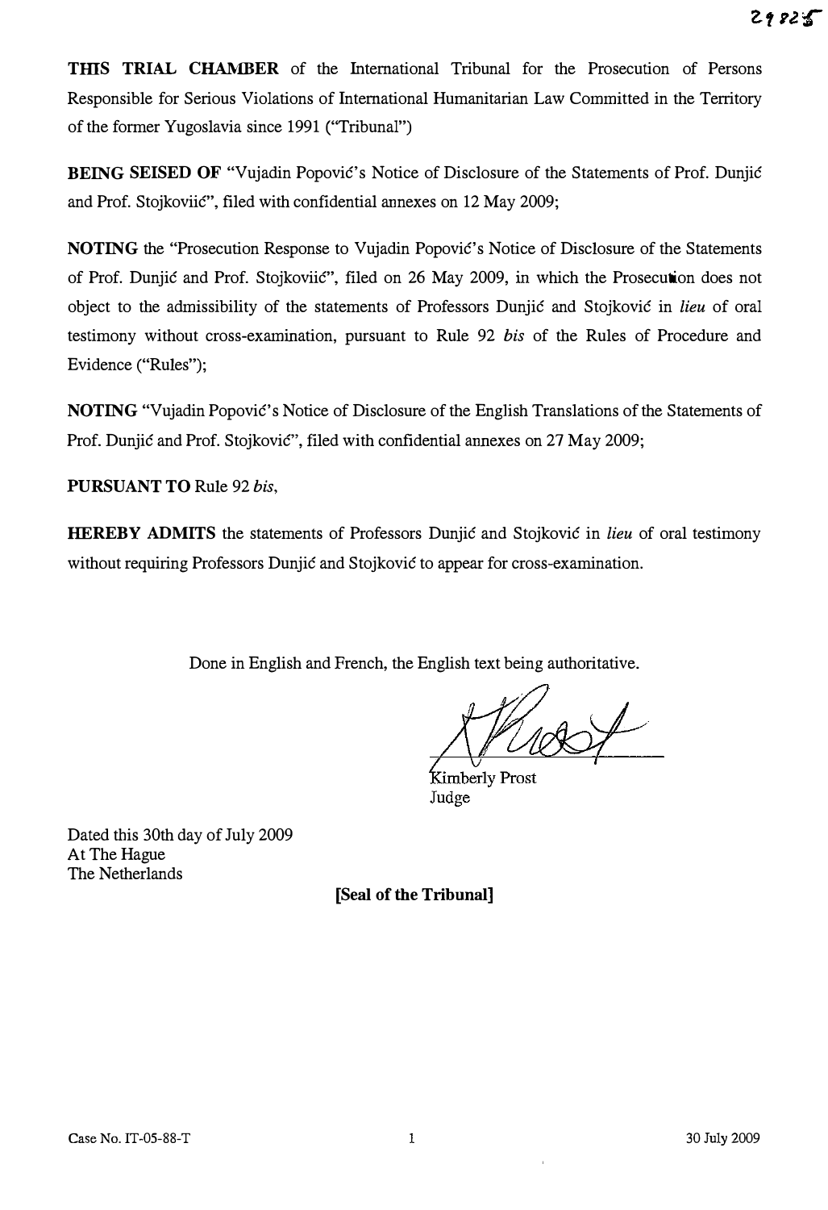**THIS TRIAL CHAMBER** of the International Tribunal for the Prosecution of Persons Responsible for Serious Violations of International Humanitarian Law Committed in the Territory of the former Yugoslavia since 1991 ("Tribunal")

**BEING SEISED OF** "Vujadin Popović's Notice of Disclosure of the Statements of Prof. Dunjić and Prof. Stojkoviić", filed with confidential annexes on 12 May 2009;

**NOTING** the "Prosecution Response to Vujadin Popović's Notice of Disclosure of the Statements of Prof. Dunjić and Prof. Stojkoviić", filed on 26 May 2009, in which the Prosecution does not object to the admissibility of the statements of Professors Dunjić and Stojković in *lieu* of oral testimony without cross-examination, pursuant to Rule 92 *bis* of the Rules of Procedure and Evidence ("Rules");

**NOTING** "Vujadin Popović's Notice of Disclosure of the English Translations of the Statements of Prof. Dunjić and Prof. Stojković", filed with confidential annexes on 27 May 2009;

**PURSUANT TO** Rule 92 *bis*,

**HEREBY ADMITS** the statements of Professors Dunjić and Stojković in *lieu* of oral testimony without requiring Professors Dunjić and Stojković to appear for cross-examination.

Done in English and French, the English text being authoritative.

Kimberly Prost
Judge

Dated this 30th day of July 2009
At The Hague
The Netherlands

**[Seal of the Tribunal]**